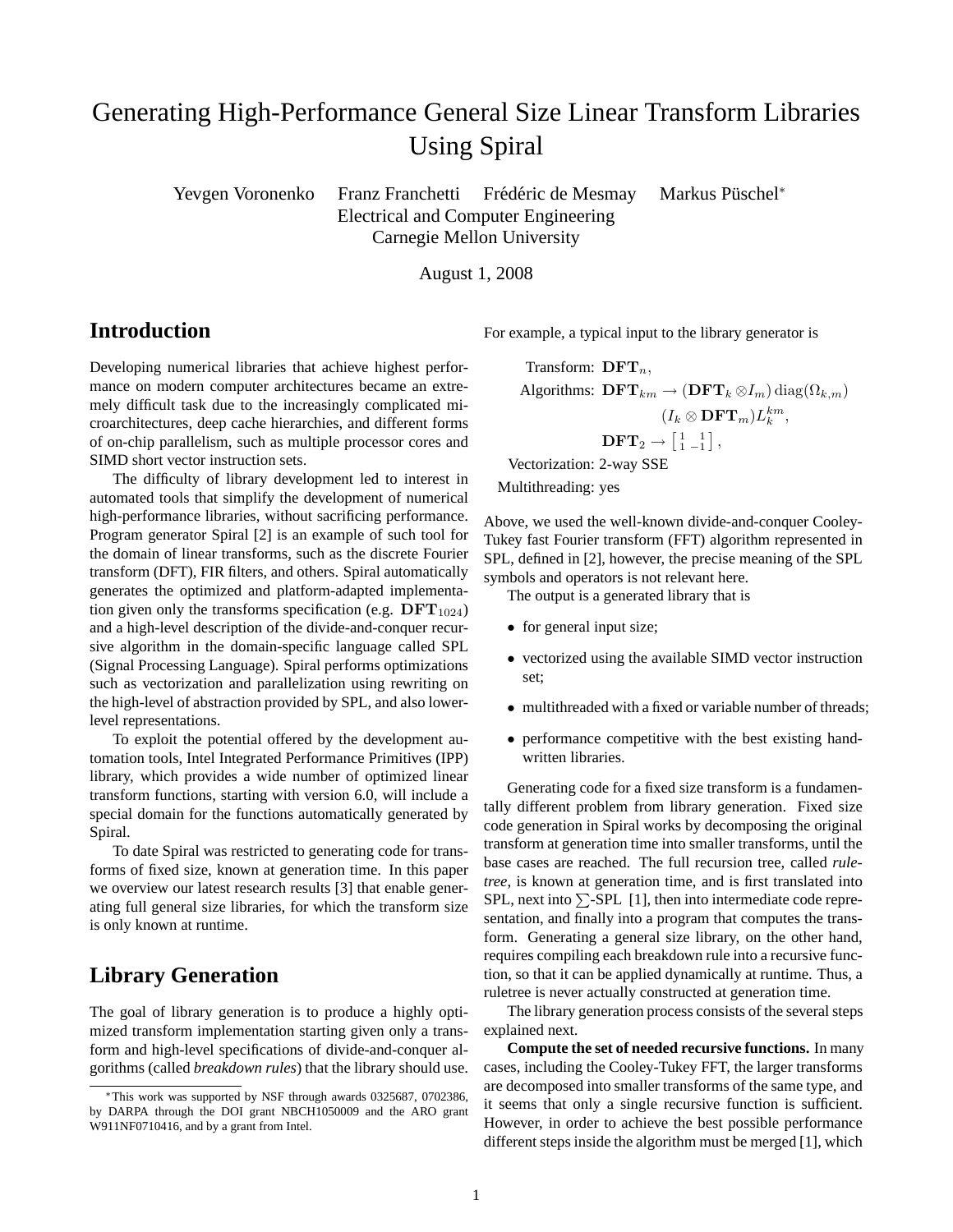# Generating High-Performance General Size Linear Transform Libraries Using Spiral

Yevgen Voronenko  Franz Franchetti  Frédéric de Mesmay  Markus Püschel*

Electrical and Computer Engineering
Carnegie Mellon University

August 1, 2008

## Introduction

Developing numerical libraries that achieve highest performance on modern computer architectures became an extremely difficult task due to the increasingly complicated microarchitectures, deep cache hierarchies, and different forms of on-chip parallelism, such as multiple processor cores and SIMD short vector instruction sets.

The difficulty of library development led to interest in automated tools that simplify the development of numerical high-performance libraries, without sacrificing performance. Program generator Spiral [2] is an example of such tool for the domain of linear transforms, such as the discrete Fourier transform (DFT), FIR filters, and others. Spiral automatically generates the optimized and platform-adapted implementation given only the transforms specification (e.g. $\mathbf{DFT}_{1024}$) and a high-level description of the divide-and-conquer recursive algorithm in the domain-specific language called SPL (Signal Processing Language). Spiral performs optimizations such as vectorization and parallelization using rewriting on the high-level of abstraction provided by SPL, and also lower-level representations.

To exploit the potential offered by the development automation tools, Intel Integrated Performance Primitives (IPP) library, which provides a wide number of optimized linear transform functions, starting with version 6.0, will include a special domain for the functions automatically generated by Spiral.

To date Spiral was restricted to generating code for transforms of fixed size, known at generation time. In this paper we overview our latest research results [3] that enable generating full general size libraries, for which the transform size is only known at runtime.

## Library Generation

The goal of library generation is to produce a highly optimized transform implementation starting given only a transform and high-level specifications of divide-and-conquer algorithms (called *breakdown rules*) that the library should use. For example, a typical input to the library generator is

$$
\begin{aligned}
\text{Transform: } & \mathbf{DFT}_n, \\
\text{Algorithms: } & \mathbf{DFT}_{km} \rightarrow (\mathbf{DFT}_k \otimes I_m)\,\mathrm{diag}(\Omega_{k,m}) \\
& \qquad (I_k \otimes \mathbf{DFT}_m) L_k^{km}, \\
& \mathbf{DFT}_2 \rightarrow \begin{bmatrix} 1 & 1 \\ 1 & -1 \end{bmatrix}, \\
\text{Vectorization: } & \text{2-way SSE} \\
\text{Multithreading: } & \text{yes}
\end{aligned}
$$

Above, we used the well-known divide-and-conquer Cooley-Tukey fast Fourier transform (FFT) algorithm represented in SPL, defined in [2], however, the precise meaning of the SPL symbols and operators is not relevant here.

The output is a generated library that is

- for general input size;
- vectorized using the available SIMD vector instruction set;
- multithreaded with a fixed or variable number of threads;
- performance competitive with the best existing handwritten libraries.

Generating code for a fixed size transform is a fundamentally different problem from library generation. Fixed size code generation in Spiral works by decomposing the original transform at generation time into smaller transforms, until the base cases are reached. The full recursion tree, called *ruletree*, is known at generation time, and is first translated into SPL, next into $\sum$-SPL [1], then into intermediate code representation, and finally into a program that computes the transform. Generating a general size library, on the other hand, requires compiling each breakdown rule into a recursive function, so that it can be applied dynamically at runtime. Thus, a ruletree is never actually constructed at generation time.

The library generation process consists of the several steps explained next.

**Compute the set of needed recursive functions.** In many cases, including the Cooley-Tukey FFT, the larger transforms are decomposed into smaller transforms of the same type, and it seems that only a single recursive function is sufficient. However, in order to achieve the best possible performance different steps inside the algorithm must be merged [1], which

*This work was supported by NSF through awards 0325687, 0702386, by DARPA through the DOI grant NBCH1050009 and the ARO grant W911NF0710416, and by a grant from Intel.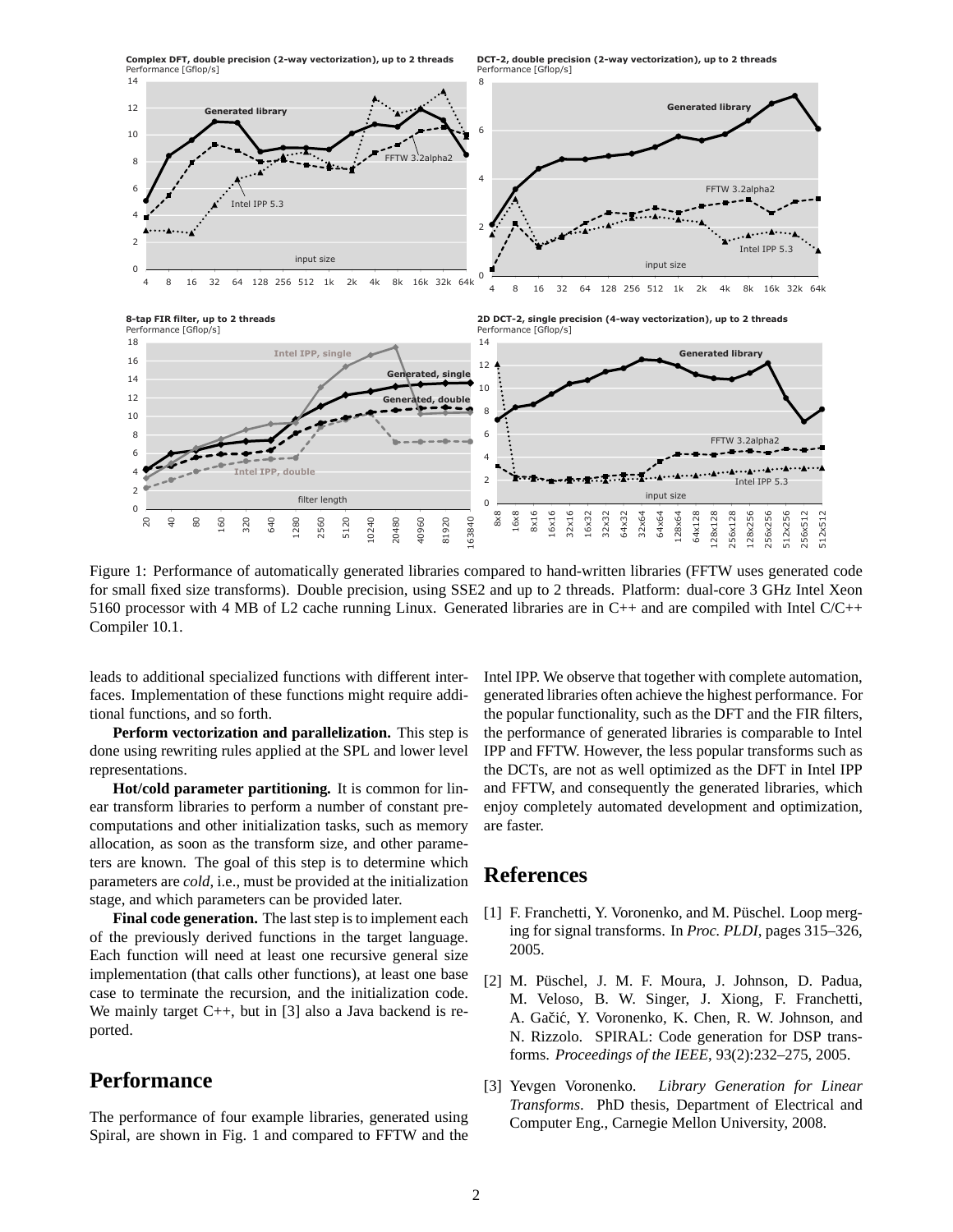Complex DFT, double precision (2-way vectorization), up to 2 threads
Performance [Gflop/s]

14
12
10
8
6
4
2
0

Generated library
FFTW 3.2alpha2
Intel IPP 5.3
input size

4 8 16 32 64 128 256 512 1k 2k 4k 8k 16k 32k 64k

DCT-2, double precision (2-way vectorization), up to 2 threads
Performance [Gflop/s]

8
6
4
2
0

Generated library
FFTW 3.2alpha2
Intel IPP 5.3
input size

4 8 16 32 64 128 256 512 1k 2k 4k 8k 16k 32k 64k

8-tap FIR filter, up to 2 threads
Performance [Gflop/s]

18
16
14
12
10
8
6
4
2
0

Intel IPP, single
Generated, single
Generated, double
Intel IPP, double
filter length

20 40 80 160 320 640 1280 2560 5120 10240 20480 40960 81920 163840

2D DCT-2, single precision (4-way vectorization), up to 2 threads
Performance [Gflop/s]

14
12
10
8
6
4
2
0

Generated library
FFTW 3.2alpha2
Intel IPP 5.3
input size

8x8 16x8 8x16 16x16 32x16 16x32 32x32 64x32 32x64 64x64 128x64 64x128 128x128 256x128 128x256 256x256 512x256 256x512 512x512

Figure 1: Performance of automatically generated libraries compared to hand-written libraries (FFTW uses generated code for small fixed size transforms). Double precision, using SSE2 and up to 2 threads. Platform: dual-core 3 GHz Intel Xeon 5160 processor with 4 MB of L2 cache running Linux. Generated libraries are in C++ and are compiled with Intel C/C++ Compiler 10.1.

leads to additional specialized functions with different interfaces. Implementation of these functions might require additional functions, and so forth.

**Perform vectorization and parallelization.** This step is done using rewriting rules applied at the SPL and lower level representations.

**Hot/cold parameter partitioning.** It is common for linear transform libraries to perform a number of constant precomputations and other initialization tasks, such as memory allocation, as soon as the transform size, and other parameters are known. The goal of this step is to determine which parameters are *cold*, i.e., must be provided at the initialization stage, and which parameters can be provided later.

**Final code generation.** The last step is to implement each of the previously derived functions in the target language. Each function will need at least one recursive general size implementation (that calls other functions), at least one base case to terminate the recursion, and the initialization code. We mainly target C++, but in [3] also a Java backend is reported.

## Performance

The performance of four example libraries, generated using Spiral, are shown in Fig. 1 and compared to FFTW and the Intel IPP. We observe that together with complete automation, generated libraries often achieve the highest performance. For the popular functionality, such as the DFT and the FIR filters, the performance of generated libraries is comparable to Intel IPP and FFTW. However, the less popular transforms such as the DCTs, are not as well optimized as the DFT in Intel IPP and FFTW, and consequently the generated libraries, which enjoy completely automated development and optimization, are faster.

## References

[1] F. Franchetti, Y. Voronenko, and M. Püschel. Loop merging for signal transforms. In *Proc. PLDI*, pages 315–326, 2005.

[2] M. Püschel, J. M. F. Moura, J. Johnson, D. Padua, M. Veloso, B. W. Singer, J. Xiong, F. Franchetti, A. Gačić, Y. Voronenko, K. Chen, R. W. Johnson, and N. Rizzolo. SPIRAL: Code generation for DSP transforms. *Proceedings of the IEEE*, 93(2):232–275, 2005.

[3] Yevgen Voronenko. *Library Generation for Linear Transforms*. PhD thesis, Department of Electrical and Computer Eng., Carnegie Mellon University, 2008.